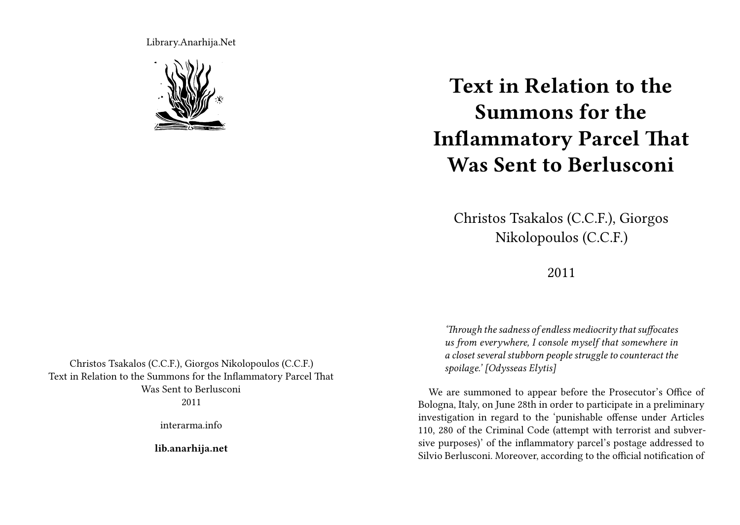Library.Anarhija.Net

Christos Tsakalos (C.C.F.), Giorgos Nikolopoulos (C.C.F.)
Text in Relation to the Summons for the Inflammatory Parcel That Was Sent to Berlusconi
2011

interarma.info

**lib.anarhija.net**

# Text in Relation to the Summons for the Inflammatory Parcel That Was Sent to Berlusconi

Christos Tsakalos (C.C.F.), Giorgos Nikolopoulos (C.C.F.)

2011

> *'Through the sadness of endless mediocrity that suffocates us from everywhere, I console myself that somewhere in a closet several stubborn people struggle to counteract the spoilage.' [Odysseas Elytis]*

We are summoned to appear before the Prosecutor's Office of Bologna, Italy, on June 28th in order to participate in a preliminary investigation in regard to the 'punishable offense under Articles 110, 280 of the Criminal Code (attempt with terrorist and subversive purposes)' of the inflammatory parcel's postage addressed to Silvio Berlusconi. Moreover, according to the official notification of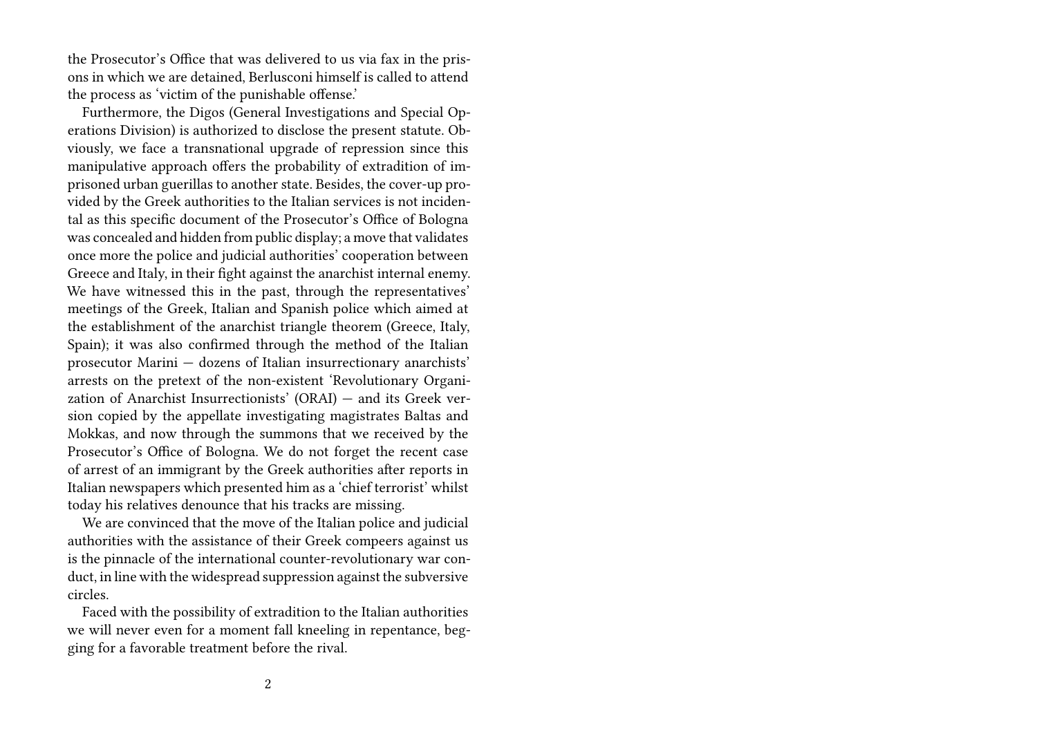the Prosecutor's Office that was delivered to us via fax in the prisons in which we are detained, Berlusconi himself is called to attend the process as 'victim of the punishable offense.'

Furthermore, the Digos (General Investigations and Special Operations Division) is authorized to disclose the present statute. Obviously, we face a transnational upgrade of repression since this manipulative approach offers the probability of extradition of imprisoned urban guerillas to another state. Besides, the cover-up provided by the Greek authorities to the Italian services is not incidental as this specific document of the Prosecutor's Office of Bologna was concealed and hidden from public display; a move that validates once more the police and judicial authorities' cooperation between Greece and Italy, in their fight against the anarchist internal enemy. We have witnessed this in the past, through the representatives' meetings of the Greek, Italian and Spanish police which aimed at the establishment of the anarchist triangle theorem (Greece, Italy, Spain); it was also confirmed through the method of the Italian prosecutor Marini — dozens of Italian insurrectionary anarchists' arrests on the pretext of the non-existent 'Revolutionary Organization of Anarchist Insurrectionists' (ORAI) — and its Greek version copied by the appellate investigating magistrates Baltas and Mokkas, and now through the summons that we received by the Prosecutor's Office of Bologna. We do not forget the recent case of arrest of an immigrant by the Greek authorities after reports in Italian newspapers which presented him as a 'chief terrorist' whilst today his relatives denounce that his tracks are missing.

We are convinced that the move of the Italian police and judicial authorities with the assistance of their Greek compeers against us is the pinnacle of the international counter-revolutionary war conduct, in line with the widespread suppression against the subversive circles.

Faced with the possibility of extradition to the Italian authorities we will never even for a moment fall kneeling in repentance, begging for a favorable treatment before the rival.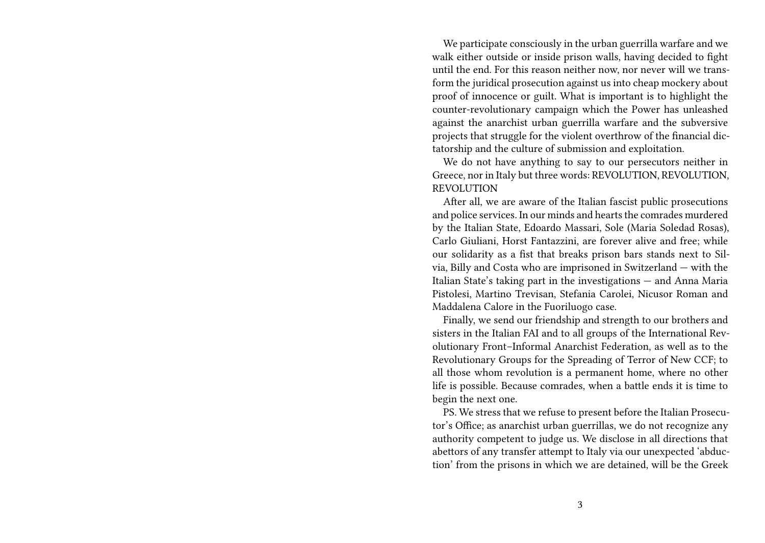We participate consciously in the urban guerrilla warfare and we walk either outside or inside prison walls, having decided to fight until the end. For this reason neither now, nor never will we transform the juridical prosecution against us into cheap mockery about proof of innocence or guilt. What is important is to highlight the counter-revolutionary campaign which the Power has unleashed against the anarchist urban guerrilla warfare and the subversive projects that struggle for the violent overthrow of the financial dictatorship and the culture of submission and exploitation.

We do not have anything to say to our persecutors neither in Greece, nor in Italy but three words: REVOLUTION, REVOLUTION, REVOLUTION

After all, we are aware of the Italian fascist public prosecutions and police services. In our minds and hearts the comrades murdered by the Italian State, Edoardo Massari, Sole (Maria Soledad Rosas), Carlo Giuliani, Horst Fantazzini, are forever alive and free; while our solidarity as a fist that breaks prison bars stands next to Silvia, Billy and Costa who are imprisoned in Switzerland — with the Italian State's taking part in the investigations — and Anna Maria Pistolesi, Martino Trevisan, Stefania Carolei, Nicusor Roman and Maddalena Calore in the Fuoriluogo case.

Finally, we send our friendship and strength to our brothers and sisters in the Italian FAI and to all groups of the International Revolutionary Front–Informal Anarchist Federation, as well as to the Revolutionary Groups for the Spreading of Terror of New CCF; to all those whom revolution is a permanent home, where no other life is possible. Because comrades, when a battle ends it is time to begin the next one.

PS. We stress that we refuse to present before the Italian Prosecutor's Office; as anarchist urban guerrillas, we do not recognize any authority competent to judge us. We disclose in all directions that abettors of any transfer attempt to Italy via our unexpected 'abduction' from the prisons in which we are detained, will be the Greek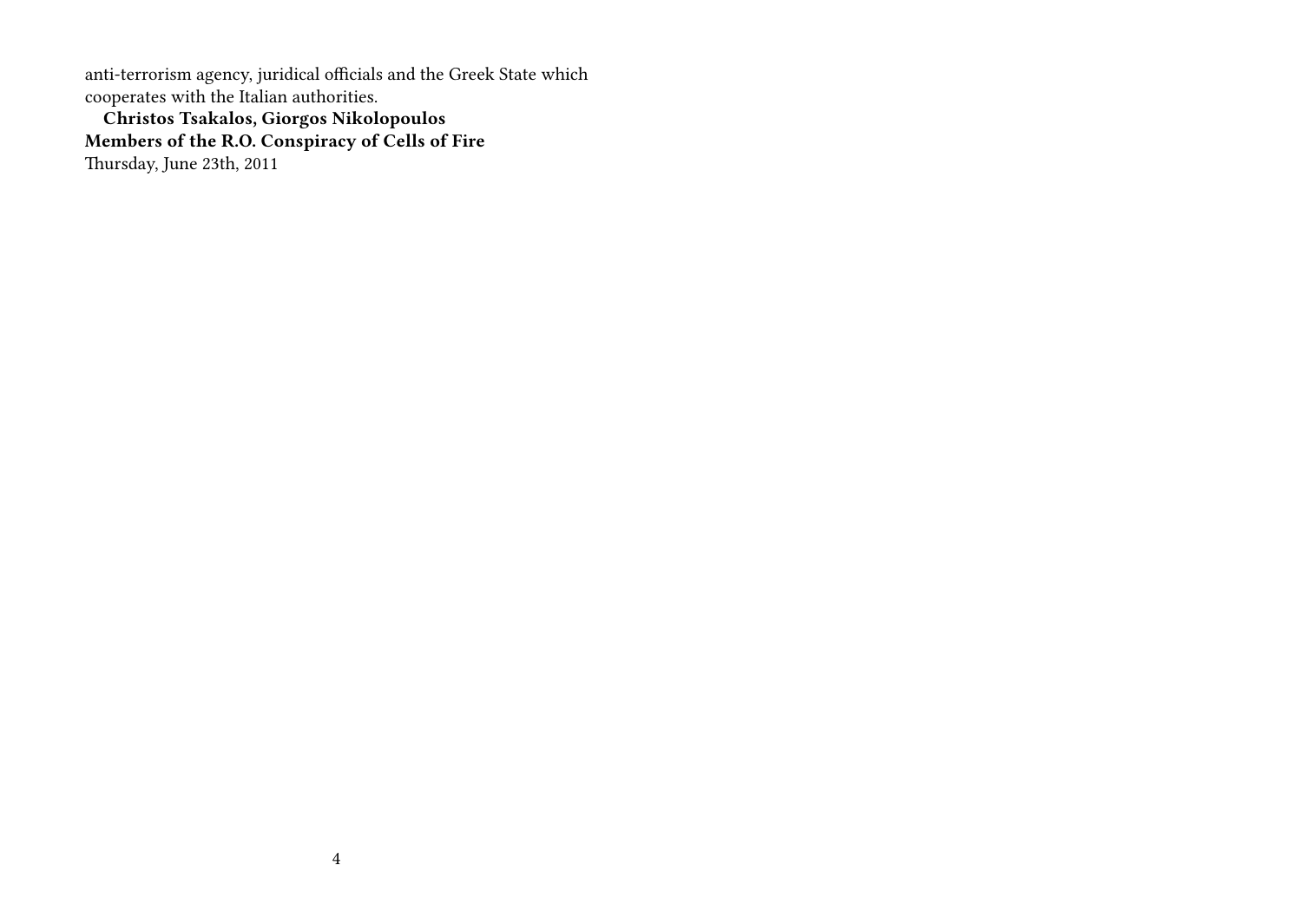anti-terrorism agency, juridical officials and the Greek State which cooperates with the Italian authorities.

**Christos Tsakalos, Giorgos Nikolopoulos**
**Members of the R.O. Conspiracy of Cells of Fire**
Thursday, June 23th, 2011